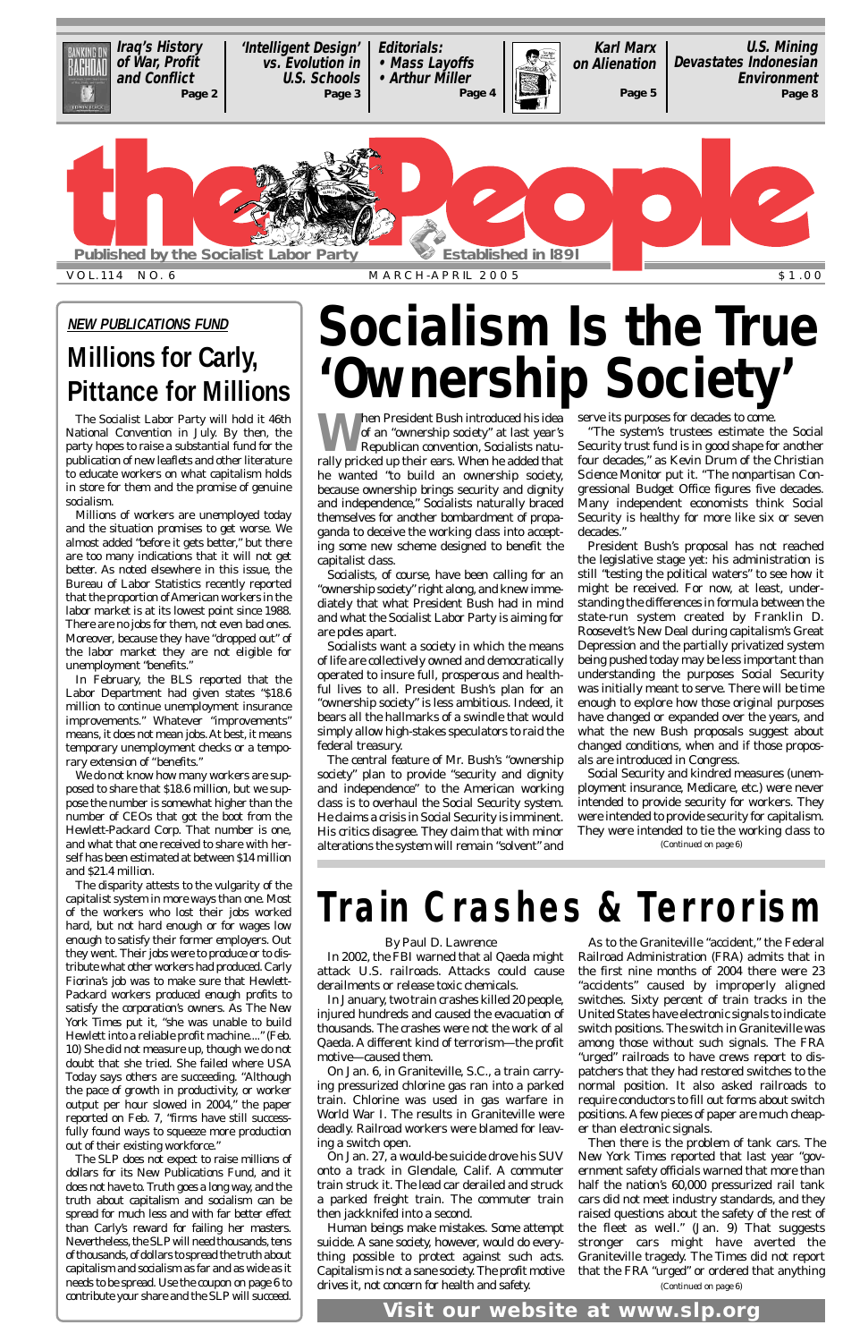Iraq's History of War, Profit and Conflict — Page 2

'Intelligent Design' vs. Evolution in U.S. Schools — Page 3

Editorials:
- Mass Layoffs
- Arthur Miller

Page 4

Karl Marx on Alienation — Page 5

U.S. Mining Devastates Indonesian Environment — Page 8

# the People

Published by the Socialist Labor Party — Established in 1891

VOL.114 NO. 6 — MARCH-APRIL 2005 — $1.00

# Socialism Is the True 'Ownership Society'

When President Bush introduced his idea of an "ownership society" at last year's Republican convention, Socialists naturally pricked up their ears. When he added that he wanted "to build an ownership society, because ownership brings security and dignity and independence," Socialists naturally braced themselves for another bombardment of propaganda to deceive the working class into accepting some new scheme designed to benefit the capitalist class.

Socialists, of course, have been calling for an "ownership society" right along, and knew immediately that what President Bush had in mind and what the Socialist Labor Party is aiming for are poles apart.

Socialists want a society in which the means of life are collectively owned and democratically operated to insure full, prosperous and healthful lives to all. President Bush's plan for an "ownership society" is less ambitious. Indeed, it bears all the hallmarks of a swindle that would simply allow high-stakes speculators to raid the federal treasury.

The central feature of Mr. Bush's "ownership society" plan to provide "security and dignity and independence" to the American working class is to overhaul the Social Security system. He claims a crisis in Social Security is imminent. His critics disagree. They claim that with minor alterations the system will remain "solvent" and serve its purposes for decades to come.

"The system's trustees estimate the Social Security trust fund is in good shape for another four decades," as Kevin Drum of the Christian Science Monitor put it. "The nonpartisan Congressional Budget Office figures five decades. Many independent economists think Social Security is healthy for more like six or seven decades."

President Bush's proposal has not reached the legislative stage yet: his administration is still "testing the political waters" to see how it might be received. For now, at least, understanding the differences in formula between the state-run system created by Franklin D. Roosevelt's New Deal during capitalism's Great Depression and the partially privatized system being pushed today may be less important than understanding the purposes Social Security was initially meant to serve. There will be time enough to explore how those original purposes have changed or expanded over the years, and what the new Bush proposals suggest about changed conditions, when and if those proposals are introduced in Congress.

Social Security and kindred measures (unemployment insurance, Medicare, etc.) were never intended to provide security for workers. They were intended to provide security for capitalism. They were intended to tie the working class to

(Continued on page 6)

## NEW PUBLICATIONS FUND

## Millions for Carly, Pittance for Millions

The Socialist Labor Party will hold it 46th National Convention in July. By then, the party hopes to raise a substantial fund for the publication of new leaflets and other literature to educate workers on what capitalism holds in store for them and the promise of genuine socialism.

Millions of workers are unemployed today and the situation promises to get worse. We almost added "before it gets better," but there are too many indications that it will not get better. As noted elsewhere in this issue, the Bureau of Labor Statistics recently reported that the proportion of American workers in the labor market is at its lowest point since 1988. There are no jobs for them, not even bad ones. Moreover, because they have "dropped out" of the labor market they are not eligible for unemployment "benefits."

In February, the BLS reported that the Labor Department had given states "$18.6 million to continue unemployment insurance improvements." Whatever "improvements" means, it does not mean jobs. At best, it means temporary unemployment checks or a temporary extension of "benefits."

We do not know how many workers are supposed to share that $18.6 million, but we suppose the number is somewhat higher than the number of CEOs that got the boot from the Hewlett-Packard Corp. That number is one, and what that one received to share with herself has been estimated at between $14 million and $21.4 million.

The disparity attests to the vulgarity of the capitalist system in more ways than one. Most of the workers who lost their jobs worked hard, but not hard enough or for wages low enough to satisfy their former employers. Out they went. Their jobs were to produce or to distribute what other workers had produced. Carly Fiorina's job was to make sure that Hewlett-Packard workers produced enough profits to satisfy the corporation's owners. As The New York Times put it, "she was unable to build Hewlett into a reliable profit machine...." (Feb. 10) She did not measure up, though we do not doubt that she tried. She failed where USA Today says others are succeeding. "Although the pace of growth in productivity, or worker output per hour slowed in 2004," the paper reported on Feb. 7, "firms have still successfully found ways to squeeze more production out of their existing workforce."

The SLP does not expect to raise millions of dollars for its New Publications Fund, and it does not have to. Truth goes a long way, and the truth about capitalism and socialism can be spread for much less and with far better effect than Carly's reward for failing her masters. Nevertheless, the SLP will need thousands, tens of thousands, of dollars to spread the truth about capitalism and socialism as far and as wide as it needs to be spread. Use the coupon on page 6 to contribute your share and the SLP will succeed.

# Train Crashes & Terrorism

By Paul D. Lawrence

In 2002, the FBI warned that al Qaeda might attack U.S. railroads. Attacks could cause derailments or release toxic chemicals.

In January, two train crashes killed 20 people, injured hundreds and caused the evacuation of thousands. The crashes were not the work of al Qaeda. A different kind of terrorism—the profit motive—caused them.

On Jan. 6, in Graniteville, S.C., a train carrying pressurized chlorine gas ran into a parked train. Chlorine was used in gas warfare in World War I. The results in Graniteville were deadly. Railroad workers were blamed for leaving a switch open.

On Jan. 27, a would-be suicide drove his SUV onto a track in Glendale, Calif. A commuter train struck it. The lead car derailed and struck a parked freight train. The commuter train then jackknifed into a second.

Human beings make mistakes. Some attempt suicide. A sane society, however, would do everything possible to protect against such acts. Capitalism is not a sane society. The profit motive drives it, not concern for health and safety.

As to the Graniteville "accident," the Federal Railroad Administration (FRA) admits that in the first nine months of 2004 there were 23 "accidents" caused by improperly aligned switches. Sixty percent of train tracks in the United States have electronic signals to indicate switch positions. The switch in Graniteville was among those without such signals. The FRA "urged" railroads to have crews report to dispatchers that they had restored switches to the normal position. It also asked railroads to require conductors to fill out forms about switch positions. A few pieces of paper are much cheaper than electronic signals.

Then there is the problem of tank cars. The New York Times reported that last year "government safety officials warned that more than half the nation's 60,000 pressurized rail tank cars did not meet industry standards, and they raised questions about the safety of the rest of the fleet as well." (Jan. 9) That suggests stronger cars might have averted the Graniteville tragedy. The Times did not report that the FRA "urged" or ordered that anything

(Continued on page 6)

Visit our website at www.slp.org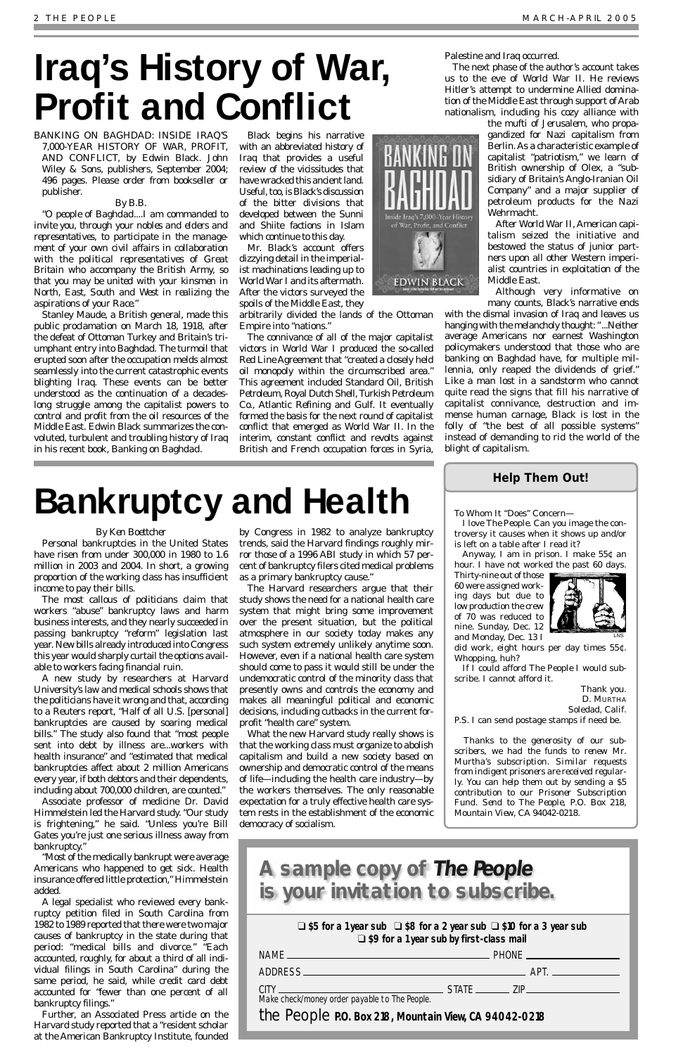# Iraq's History of War, Profit and Conflict

BANKING ON BAGHDAD: INSIDE IRAQ'S 7,000-YEAR HISTORY OF WAR, PROFIT, AND CONFLICT, by Edwin Black. John Wiley & Sons, publishers, September 2004; 496 pages. Please order from bookseller or publisher.

By B.B.

*"O people of Baghdad....I am commanded to invite you, through your nobles and elders and representatives, to participate in the management of your own civil affairs in collaboration with the political representatives of Great Britain who accompany the British Army, so that you may be united with your kinsmen in North, East, South and West in realizing the aspirations of your Race."*

Stanley Maude, a British general, made this public proclamation on March 18, 1918, after the defeat of Ottoman Turkey and Britain's triumphant entry into Baghdad. The turmoil that erupted soon after the occupation melds almost seamlessly into the current catastrophic events blighting Iraq. These events can be better understood as the continuation of a decades-long struggle among the capitalist powers to control and profit from the oil resources of the Middle East. Edwin Black summarizes the convoluted, turbulent and troubling history of Iraq in his recent book, Banking on Baghdad.

Black begins his narrative with an abbreviated history of Iraq that provides a useful review of the vicissitudes that have wracked this ancient land. Useful, too, is Black's discussion of the bitter divisions that developed between the Sunni and Shiite factions in Islam which continue to this day.

Mr. Black's account offers dizzying detail in the imperialist machinations leading up to World War I and its aftermath. After the victors surveyed the spoils of the Middle East, they arbitrarily divided the lands of the Ottoman Empire into "nations."

The connivance of all of the major capitalist victors in World War I produced the so-called Red Line Agreement that "created a closely held oil monopoly within the circumscribed area." This agreement included Standard Oil, British Petroleum, Royal Dutch Shell, Turkish Petroleum Co., Atlantic Refining and Gulf. It eventually formed the basis for the next round of capitalist conflict that emerged as World War II. In the interim, constant conflict and revolts against British and French occupation forces in Syria, Palestine and Iraq occurred.

The next phase of the author's account takes us to the eve of World War II. He reviews Hitler's attempt to undermine Allied domination of the Middle East through support of Arab nationalism, including his cozy alliance with the mufti of Jerusalem, who propagandized for Nazi capitalism from Berlin. As a characteristic example of capitalist "patriotism," we learn of British ownership of Olex, a "subsidiary of Britain's Anglo-Iranian Oil Company" and a major supplier of petroleum products for the Nazi Wehrmacht.

After World War II, American capitalism seized the initiative and bestowed the status of junior partners upon all other Western imperialist countries in exploitation of the Middle East.

Although very informative on many counts, Black's narrative ends with the dismal invasion of Iraq and leaves us hanging with the melancholy thought: "...Neither average Americans nor earnest Washington policymakers understood that those who are banking on Baghdad have, for multiple millennia, only reaped the dividends of grief." Like a man lost in a sandstorm who cannot quite read the signs that fill his narrative of capitalist connivance, destruction and immense human carnage, Black is lost in the folly of "the best of all possible systems" instead of demanding to rid the world of the blight of capitalism.

# Bankruptcy and Health

*By Ken Boettcher*

Personal bankruptcies in the United States have risen from under 300,000 in 1980 to 1.6 million in 2003 and 2004. In short, a growing proportion of the working class has insufficient income to pay their bills.

The most callous of politicians claim that workers "abuse" bankruptcy laws and harm business interests, and they nearly succeeded in passing bankruptcy "reform" legislation last year. New bills already introduced into Congress this year would sharply curtail the options available to workers facing financial ruin.

A new study by researchers at Harvard University's law and medical schools shows that the politicians have it wrong and that, according to a Reuters report, "Half of all U.S. [personal] bankruptcies are caused by soaring medical bills." The study also found that "most people sent into debt by illness are...workers with health insurance" and "estimated that medical bankruptcies affect about 2 million Americans every year, if both debtors and their dependents, including about 700,000 children, are counted."

Associate professor of medicine Dr. David Himmelstein led the Harvard study. "Our study is frightening," he said. "Unless you're Bill Gates you're just one serious illness away from bankruptcy."

"Most of the medically bankrupt were average Americans who happened to get sick. Health insurance offered little protection," Himmelstein added.

A legal specialist who reviewed every bankruptcy petition filed in South Carolina from 1982 to 1989 reported that there were two major causes of bankruptcy in the state during that period: "medical bills and divorce." "Each accounted, roughly, for about a third of all individual filings in South Carolina" during the same period, he said, while credit card debt accounted for "fewer than one percent of all bankruptcy filings."

Further, an Associated Press article on the Harvard study reported that a "resident scholar at the American Bankruptcy Institute, founded by Congress in 1982 to analyze bankruptcy trends, said the Harvard findings roughly mirror those of a 1996 ABI study in which 57 percent of bankruptcy filers cited medical problems as a primary bankruptcy cause."

The Harvard researchers argue that their study shows the need for a national health care system that might bring some improvement over the present situation, but the political atmosphere in our society today makes any such system extremely unlikely anytime soon. However, even if a national health care system should come to pass it would still be under the undemocratic control of the minority class that presently owns and controls the economy and makes all meaningful political and economic decisions, including cutbacks in the current for-profit "health care" system.

What the new Harvard study really shows is that the working class must organize to abolish capitalism and build a new society based on ownership and democratic control of the means of life—including the health care industry—by the workers themselves. The only reasonable expectation for a truly effective health care system rests in the establishment of the economic democracy of socialism.

## Help Them Out!

To Whom It "Does" Concern—

I love The People. Can you image the controversy it causes when it shows up and/or is left on a table after I read it?

Anyway, I am in prison. I make 55¢ an hour. I have not worked the past 60 days. Thirty-nine out of those 60 were assigned working days but due to low production the crew of 70 was reduced to nine. Sunday, Dec. 12 and Monday, Dec. 13 I did work, eight hours per day times 55¢. Whopping, huh?

If I could afford The People I would subscribe. I cannot afford it.

Thank you.
D. MURTHA
Soledad, Calif.

P.S. I can send postage stamps if need be.

Thanks to the generosity of our subscribers, we had the funds to renew Mr. Murtha's subscription. Similar requests from indigent prisoners are received regularly. You can help them out by sending a $5 contribution to our Prisoner Subscription Fund. Send to The People, P.O. Box 218, Mountain View, CA 94042-0218.

## A sample copy of *The People* is your invitation to subscribe.

❑ $5 for a 1 year sub ❑ $8 for a 2 year sub ❑ $10 for a 3 year sub
❑ $9 for a 1 year sub by first-class mail

NAME ______ PHONE ______

ADDRESS ______ APT. ______

CITY ______ STATE ______ ZIP ______

Make check/money order payable to The People.

**the People P.O. Box 218, Mountain View, CA 94042-0218**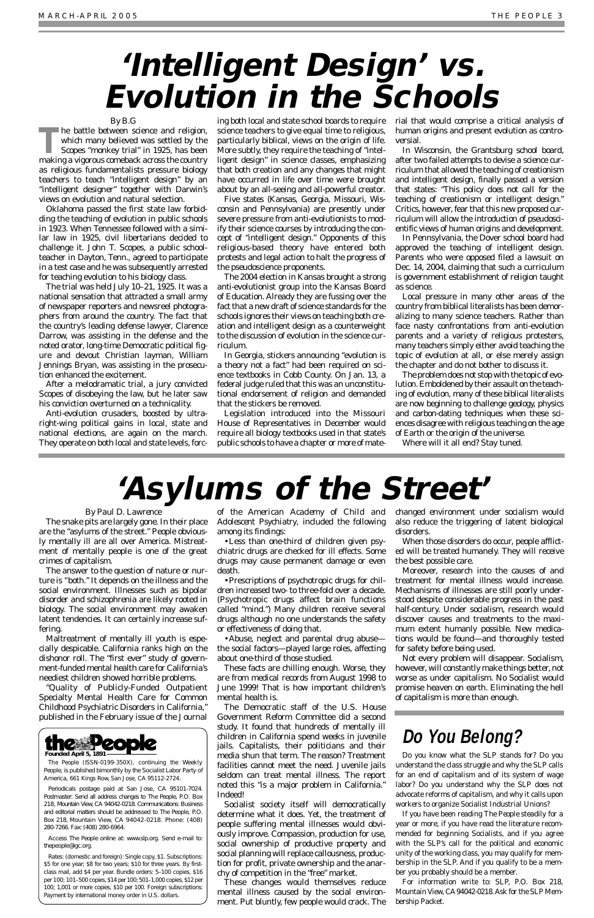# 'Intelligent Design' vs. Evolution in the Schools

By B.G

The battle between science and religion, which many believed was settled by the Scopes "monkey trial" in 1925, has been making a vigorous comeback across the country as religious fundamentalists pressure biology teachers to teach "intelligent design" by an "intelligent designer" together with Darwin's views on evolution and natural selection.

Oklahoma passed the first state law forbidding the teaching of evolution in public schools in 1923. When Tennessee followed with a similar law in 1925, civil libertarians decided to challenge it. John T. Scopes, a public schoolteacher in Dayton, Tenn., agreed to participate in a test case and he was subsequently arrested for teaching evolution to his biology class.

The trial was held July 10–21, 1925. It was a national sensation that attracted a small army of newspaper reporters and newsreel photographers from around the country. The fact that the country's leading defense lawyer, Clarence Darrow, was assisting in the defense and the noted orator, long-time Democratic political figure and devout Christian layman, William Jennings Bryan, was assisting in the prosecution enhanced the excitement.

After a melodramatic trial, a jury convicted Scopes of disobeying the law, but he later saw his conviction overturned on a technicality.

Anti-evolution crusaders, boosted by ultraright-wing political gains in local, state and national elections, are again on the march. They operate on both local and state levels, forcing both local and state school boards to require science teachers to give equal time to religious, particularly biblical, views on the origin of life. More subtly, they require the teaching of "intelligent design" in science classes, emphasizing that both creation and any changes that might have occurred in life over time were brought about by an all-seeing and all-powerful creator.

Five states (Kansas, Georgia, Missouri, Wisconsin and Pennsylvania) are presently under severe pressure from anti-evolutionists to modify their science courses by introducing the concept of "intelligent design." Opponents of this religious-based theory have entered both protests and legal action to halt the progress of the pseudoscience proponents.

The 2004 election in Kansas brought a strong anti-evolutionist group into the Kansas Board of Education. Already they are fussing over the fact that a new draft of science standards for the schools ignores their views on teaching both creation and intelligent design as a counterweight to the discussion of evolution in the science curriculum.

In Georgia, stickers announcing "evolution is a theory not a fact" had been required on science textbooks in Cobb County. On Jan. 13, a federal judge ruled that this was an unconstitutional endorsement of religion and demanded that the stickers be removed.

Legislation introduced into the Missouri House of Representatives in December would require all biology textbooks used in that state's public schools to have a chapter or more of material that would comprise a critical analysis of human origins and present evolution as controversial.

In Wisconsin, the Grantsburg school board, after two failed attempts to devise a science curriculum that allowed the teaching of creationism and intelligent design, finally passed a version that states: "This policy does not call for the teaching of creationism or intelligent design." Critics, however, fear that this new proposed curriculum will allow the introduction of pseudoscientific views of human origins and development.

In Pennsylvania, the Dover school board had approved the teaching of intelligent design. Parents who were opposed filed a lawsuit on Dec. 14, 2004, claiming that such a curriculum is government establishment of religion taught as science.

Local pressure in many other areas of the country from biblical literalists has been demoralizing to many science teachers. Rather than face nasty confrontations from anti-evolution parents and a variety of religious protesters, many teachers simply either avoid teaching the topic of evolution at all, or else merely assign the chapter and do not bother to discuss it.

The problem does not stop with the topic of evolution. Emboldened by their assault on the teaching of evolution, many of these biblical literalists are now beginning to challenge geology, physics and carbon-dating techniques when these sciences disagree with religious teaching on the age of Earth or the origin of the universe.

Where will it all end? Stay tuned.

# 'Asylums of the Street'

By Paul D. Lawrence

The snake pits are largely gone. In their place are the "asylums of the street." People obviously mentally ill are all over America. Mistreatment of mentally people is one of the great crimes of capitalism.

The answer to the question of nature or nurture is "both." It depends on the illness and the social environment. Illnesses such as bipolar disorder and schizophrenia are likely rooted in biology. The social environment may awaken latent tendencies. It can certainly increase suffering.

Maltreatment of mentally ill youth is especially despicable. California ranks high on the dishonor roll. The "first ever" study of government-funded mental health care for California's neediest children showed horrible problems.

"Quality of Publicly-Funded Outpatient Specialty Mental Health Care for Common Childhood Psychiatric Disorders in California," published in the February issue of the Journal of the American Academy of Child and Adolescent Psychiatry, included the following among its findings:

• Less than one-third of children given psychiatric drugs are checked for ill effects. Some drugs may cause permanent damage or even death.

• Prescriptions of psychotropic drugs for children increased two- to three-fold over a decade. (Psychotropic drugs affect brain functions called "mind.") Many children receive several drugs although no one understands the safety or effectiveness of doing that.

• Abuse, neglect and parental drug abuse—the social factors—played large roles, affecting about one-third of those studied.

These facts are chilling enough. Worse, they are from medical records from August 1998 to June 1999! That is how important children's mental health is.

The Democratic staff of the U.S. House Government Reform Committee did a second study. It found that hundreds of mentally ill children in California spend weeks in juvenile jails. Capitalists, their politicians and their media shun that term. The reason? Treatment facilities cannot meet the need. Juvenile jails seldom can treat mental illness. The report noted this "is a major problem in California." Indeed!

Socialist society itself will democratically determine what it does. Yet, the treatment of people suffering mental illnesses would obviously improve. Compassion, production for use, social ownership of productive property and social planning will replace callousness, production for profit, private ownership and the anarchy of competition in the "free" market.

These changes would themselves reduce mental illness caused by the social environment. Put bluntly, few people would crack. The changed environment under socialism would also reduce the triggering of latent biological disorders.

When those disorders do occur, people afflicted will be treated humanely. They will receive the best possible care.

Moreover, research into the causes of and treatment for mental illness would increase. Mechanisms of illnesses are still poorly understood despite considerable progress in the past half-century. Under socialism, research would discover causes and treatments to the maximum extent humanly possible. New medications would be found—and thoroughly tested for safety before being used.

Not every problem will disappear. Socialism, however, will constantly make things better, not worse as under capitalism. No Socialist would promise heaven on earth. Eliminating the hell of capitalism is more than enough.

## Do You Belong?

Do you know what the SLP stands for? Do you understand the class struggle and why the SLP calls for an end of capitalism and of its system of wage labor? Do you understand why the SLP does not advocate reforms of capitalism, and why it calls upon workers to organize Socialist Industrial Unions?

If you have been reading The People steadily for a year or more, if you have read the literature recommended for beginning Socialists, and if you agree with the SLP's call for the political and economic unity of the working class, you may qualify for membership in the SLP. And if you qualify to be a member you probably should be a member.

For information write to: SLP, P.O. Box 218, Mountain View, CA 94042-0218. Ask for the SLP Membership Packet.

---

**the People**
**Founded April 5, 1891**

The People (ISSN-0199-350X), continuing the Weekly People, is published bimonthly by the Socialist Labor Party of America, 661 Kings Row, San Jose, CA 95112-2724.

Periodicals postage paid at San Jose, CA 95101-7024. Postmaster: Send all address changes to The People, P.O. Box 218, Mountain View, CA 94042-0218. Communications: Business and editorial matters should be addressed to The People, P.O. Box 218, Mountain View, CA 94042-0218. Phone: (408) 280-7266. Fax: (408) 280-6964.

Access The People online at: www.slp.org. Send e-mail to: thepeople@igc.org.

Rates: (domestic and foreign): Single copy, $1. Subscriptions: $5 for one year; $8 for two years; $10 for three years. By first-class mail, add $4 per year. Bundle orders: 5–100 copies, $16 per 100; 101–500 copies, $14 per 100; 501–1,000 copies, $12 per 100; 1,001 or more copies, $10 per 100. Foreign subscriptions: Payment by international money order in U.S. dollars.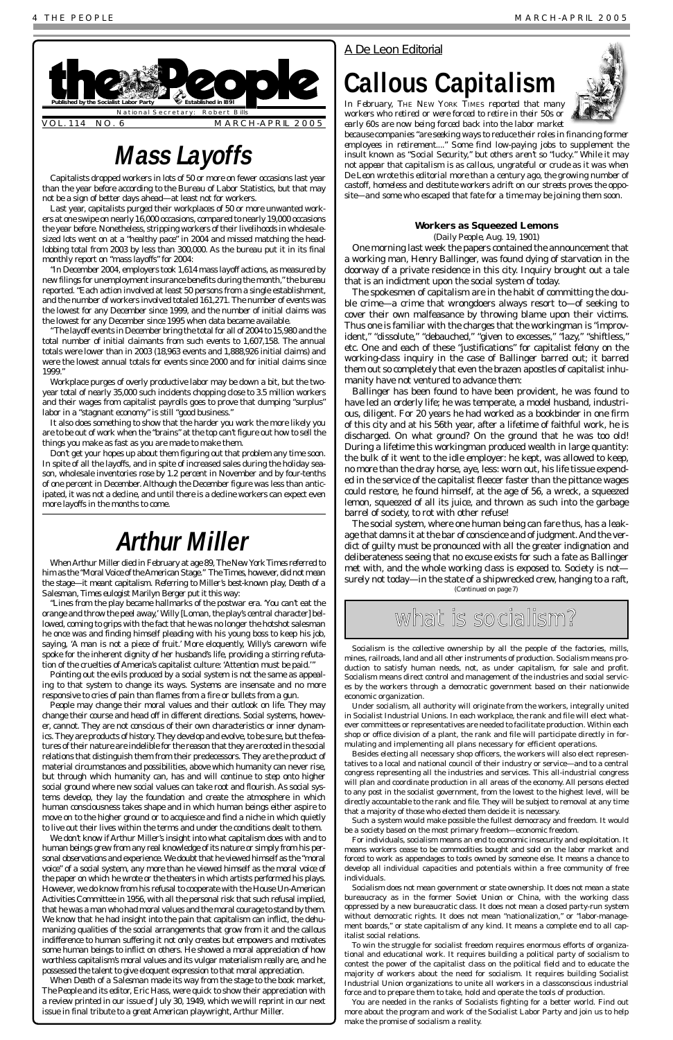# the People

Published by the Socialist Labor Party — Established in 1891

National Secretary: Robert Bills

VOL. 114 NO. 6 — MARCH-APRIL 2005

# Mass Layoffs

Capitalists dropped workers in lots of 50 or more on fewer occasions last year than the year before according to the Bureau of Labor Statistics, but that may not be a sign of better days ahead—at least not for workers.

Last year, capitalists purged their workplaces of 50 or more unwanted workers at one swipe on nearly 16,000 occasions, compared to nearly 19,000 occasions the year before. Nonetheless, stripping workers of their livelihoods in wholesale-sized lots went on at a "healthy pace" in 2004 and missed matching the headlobbing total from 2003 by less than 300,000. As the bureau put it in its final monthly report on "mass layoffs" for 2004:

"In December 2004, employers took 1,614 mass layoff actions, as measured by new filings for unemployment insurance benefits during the month," the bureau reported. "Each action involved at least 50 persons from a single establishment, and the number of workers involved totaled 161,271. The number of events was the lowest for any December since 1999, and the number of initial claims was the lowest for any December since 1995 when data became available.

"The layoff events in December bring the total for all of 2004 to 15,980 and the total number of initial claimants from such events to 1,607,158. The annual totals were lower than in 2003 (18,963 events and 1,888,926 initial claims) and were the lowest annual totals for events since 2000 and for initial claims since 1999."

Workplace purges of overly productive labor may be down a bit, but the two-year total of nearly 35,000 such incidents chopping close to 3.5 million workers and their wages from capitalist payrolls goes to prove that dumping "surplus" labor in a "stagnant economy" is still "good business."

It also does something to show that the harder you work the more likely you are to be out of work when the "brains" at the top can't figure out how to sell the things you make as fast as you are made to make them.

Don't get your hopes up about them figuring out that problem any time soon. In spite of all the layoffs, and in spite of increased sales during the holiday season, wholesale inventories rose by 1.2 percent in November and by four-tenths of one percent in December. Although the December figure was less than anticipated, it was not a decline, and until there is a decline workers can expect even more layoffs in the months to come.

# Arthur Miller

When Arthur Miller died in February at age 89, *The New York Times* referred to him as the "Moral Voice of the American Stage." The *Times*, however, did not mean the stage—it meant capitalism. Referring to Miller's best-known play, *Death of a Salesman*, *Times* eulogist Marilyn Berger put it this way:

"Lines from the play became hallmarks of the postwar era. 'You can't eat the orange and throw the peel away,' Willy [Loman, the play's central character] bellowed, coming to grips with the fact that he was no longer the hotshot salesman he once was and finding himself pleading with his young boss to keep his job, saying, 'A man is not a piece of fruit.' More eloquently, Willy's careworn wife spoke for the inherent dignity of her husband's life, providing a stirring refutation of the cruelties of America's capitalist culture: 'Attention must be paid.'"

Pointing out the evils produced by a social system is not the same as appealing to that system to change its ways. Systems are insensate and no more responsive to cries of pain than flames from a fire or bullets from a gun.

People may change their moral values and their outlook on life. They may change their course and head off in different directions. Social systems, however, cannot. They are not conscious of their own characteristics or inner dynamics. They are products of history. They develop and evolve, to be sure, but the features of their nature are indelible for the reason that they are rooted in the social relations that distinguish them from their predecessors. They are the product of material circumstances and possibilities, above which humanity can never rise, but through which humanity can, has and will continue to step onto higher social ground where new social values can take root and flourish. As social systems develop, they lay the foundation and create the atmosphere in which human consciousness takes shape and in which human beings either aspire to move on to the higher ground or to acquiesce and find a niche in which quietly to live out their lives within the terms and under the conditions dealt to them.

We don't know if Arthur Miller's insight into what capitalism does with and to human beings grew from any real knowledge of its nature or simply from his personal observations and experience. We doubt that he viewed himself as the "moral voice" of a social system, any more than he viewed himself as the moral voice of the paper on which he wrote or the theaters in which artists performed his plays. However, we do know from his refusal to cooperate with the House Un-American Activities Committee in 1956, with all the personal risk that such refusal implied, that he was a man who had moral values and the moral courage to stand by them. We know that he had insight into the pain that capitalism can inflict, the dehumanizing qualities of the social arrangements that grow from it and the callous indifference to human suffering it not only creates but empowers and motivates some human beings to inflict on others. He showed a moral appreciation of how worthless capitalism's moral values and its vulgar materialism really are, and he possessed the talent to give eloquent expression to that moral appreciation.

When *Death of a Salesman* made its way from the stage to the book market, *The People* and its editor, Eric Hass, were quick to show their appreciation with a review printed in our issue of July 30, 1949, which we will reprint in our next issue in final tribute to a great American playwright, Arthur Miller.

A De Leon Editorial

# Callous Capitalism

*In February,* The New York Times *reported that many workers who retired or were forced to retire in their 50s or early 60s are now being forced back into the labor market because companies "are seeking ways to reduce their roles in financing former employees in retirement...." Some find low-paying jobs to supplement the insult known as "Social Security," but others aren't so "lucky." While it may not appear that capitalism is as callous, ungrateful or crude as it was when De Leon wrote this editorial more than a century ago, the growing number of castoff, homeless and destitute workers adrift on our streets proves the opposite—and some who escaped that fate for a time may be joining them soon.*

**Workers as Squeezed Lemons**

(*Daily People*, Aug. 19, 1901)

One morning last week the papers contained the announcement that a working man, Henry Ballinger, was found dying of starvation in the doorway of a private residence in this city. Inquiry brought out a tale that is an indictment upon the social system of today.

The spokesmen of capitalism are in the habit of committing the double crime—a crime that wrongdoers always resort to—of seeking to cover their own malfeasance by throwing blame upon their victims. Thus one is familiar with the charges that the workingman is "improvident," "dissolute," "debauched," "given to excesses," "lazy," "shiftless," etc. One and each of these "justifications" for capitalist felony on the working-class inquiry in the case of Ballinger barred out; it barred them out so completely that even the brazen apostles of capitalist inhumanity have not ventured to advance them:

Ballinger has been found to have been provident, he was found to have led an orderly life; he was temperate, a model husband, industrious, diligent. For 20 years he had worked as a bookbinder in one firm of this city and at his 56th year, after a lifetime of faithful work, he is discharged. On what ground? On the ground that he was too old! During a lifetime this workingman produced wealth in large quantity: the bulk of it went to the idle employer: he kept, was allowed to keep, no more than the dray horse, aye, less: worn out, his life tissue expended in the service of the capitalist fleecer faster than the pittance wages could restore, he found himself, at the age of 56, a wreck, a squeezed lemon, squeezed of all its juice, and thrown as such into the garbage barrel of society, to rot with other refuse!

The social system, where one human being can fare thus, has a leakage that damns it at the bar of conscience and of judgment. And the verdict of guilty must be pronounced with all the greater indignation and deliberateness seeing that no excuse exists for such a fate as Ballinger met with, and the whole working class is exposed to. Society is not—surely not today—in the state of a shipwrecked crew, hanging to a raft,

(Continued on page 7)

## what is socialism?

Socialism is the collective ownership by all the people of the factories, mills, mines, railroads, land and all other instruments of production. Socialism means production to satisfy human needs, not, as under capitalism, for sale and profit. Socialism means direct control and management of the industries and social services by the workers through a democratic government based on their nationwide economic organization.

Under socialism, all authority will originate from the workers, integrally united in Socialist Industrial Unions. In each workplace, the rank and file will elect whatever committees or representatives are needed to facilitate production. Within each shop or office division of a plant, the rank and file will participate directly in formulating and implementing all plans necessary for efficient operations.

Besides electing all necessary shop officers, the workers will also elect representatives to a local and national council of their industry or service—and to a central congress representing all the industries and services. This all-industrial congress will plan and coordinate production in all areas of the economy. All persons elected to any post in the socialist government, from the lowest to the highest level, will be directly accountable to the rank and file. They will be subject to removal at any time that a majority of those who elected them decide it is necessary.

Such a system would make possible the fullest democracy and freedom. It would be a society based on the most primary freedom—economic freedom.

For individuals, socialism means an end to economic insecurity and exploitation. It means workers cease to be commodities bought and sold on the labor market and forced to work as appendages to tools owned by someone else. It means a chance to develop all individual capacities and potentials within a free community of free individuals.

Socialism does not mean government or state ownership. It does not mean a state bureaucracy as in the former Soviet Union or China, with the working class oppressed by a new bureaucratic class. It does not mean a closed party-run system without democratic rights. It does not mean "nationalization," or "labor-management boards," or state capitalism of any kind. It means a complete end to all capitalist social relations.

To win the struggle for socialist freedom requires enormous efforts of organizational and educational work. It requires building a political party of socialism to contest the power of the capitalist class on the political field and to educate the majority of workers about the need for socialism. It requires building Socialist Industrial Union organizations to unite all workers in a classconscious industrial force and to prepare them to take, hold and operate the tools of production.

You are needed in the ranks of Socialists fighting for a better world. Find out more about the program and work of the Socialist Labor Party and join us to help make the promise of socialism a reality.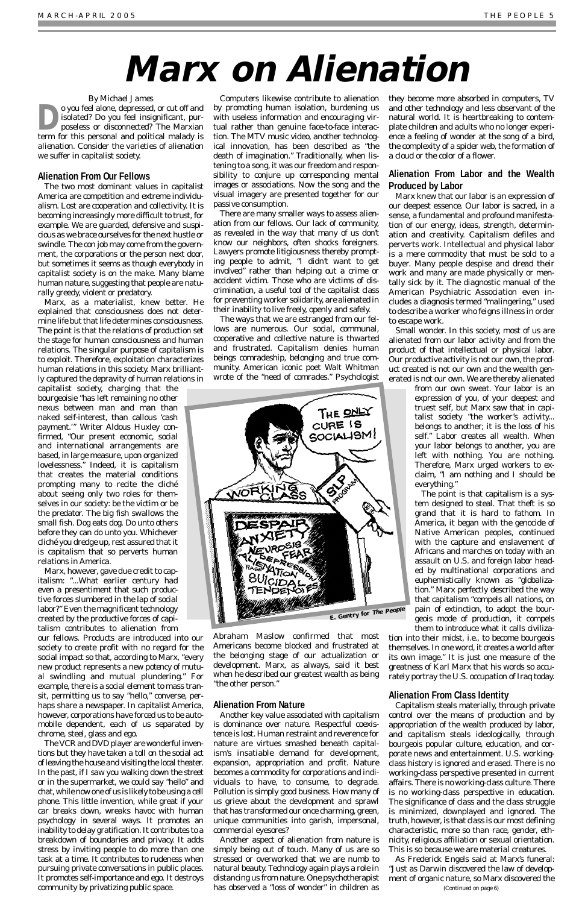# Marx on Alienation

By Michael James

Do you feel alone, depressed, or cut off and isolated? Do you feel insignificant, purposeless or disconnected? The Marxian term for this personal and political malady is alienation. Consider the varieties of alienation we suffer in capitalist society.

### Alienation From Our Fellows

The two most dominant values in capitalist America are competition and extreme individualism. Lost are cooperation and collectivity. It is becoming increasingly more difficult to trust, for example. We are guarded, defensive and suspicious as we brace ourselves for the next hustle or swindle. The con job may come from the government, the corporations or the person next door, but sometimes it seems as though everybody in capitalist society is on the make. Many blame human nature, suggesting that people are naturally greedy, violent or predatory.

Marx, as a materialist, knew better. He explained that consciousness does not determine life but that life determines consciousness. The point is that the relations of production set the stage for human consciousness and human relations. The singular purpose of capitalism is to exploit. Therefore, exploitation characterizes human relations in this society. Marx brilliantly captured the depravity of human relations in capitalist society, charging that the bourgeoisie "has left remaining no other nexus between man and man than naked self-interest, than callous 'cash payment.'" Writer Aldous Huxley confirmed, "Our present economic, social and international arrangements are based, in large measure, upon organized lovelessness." Indeed, it is capitalism that creates the material conditions prompting many to recite the cliché about seeing only two roles for themselves in our society: be the victim or be the predator. The big fish swallows the small fish. Dog eats dog. Do unto others before they can do unto you. Whichever cliché you dredge up, rest assured that it is capitalism that so perverts human relations in America.

Marx, however, gave due credit to capitalism: "...What earlier century had even a presentiment that such productive forces slumbered in the lap of social labor?" Even the magnificent technology created by the productive forces of capitalism contributes to alienation from our fellows. Products are introduced into our society to create profit with no regard for the social impact so that, according to Marx, "every new product represents a new potency of mutual swindling and mutual plundering." For example, there is a social element to mass transit, permitting us to say "hello," converse, perhaps share a newspaper. In capitalist America, however, corporations have forced us to be automobile dependent, each of us separated by chrome, steel, glass and ego.

The VCR and DVD player are wonderful inventions but they have taken a toll on the social act of leaving the house and visiting the local theater. In the past, if I saw you walking down the street or in the supermarket, we could say "hello" and chat, while now one of us is likely to be using a cell phone. This little invention, while great if your car breaks down, wreaks havoc with human psychology in several ways. It promotes an inability to delay gratification. It contributes to a breakdown of boundaries and privacy. It adds stress by inviting people to do more than one task at a time. It contributes to rudeness when pursuing private conversations in public places. It promotes self-importance and ego. It destroys community by privatizing public space.

Computers likewise contribute to alienation by promoting human isolation, burdening us with useless information and encouraging virtual rather than genuine face-to-face interaction. The MTV music video, another technological innovation, has been described as "the death of imagination." Traditionally, when listening to a song, it was our freedom and responsibility to conjure up corresponding mental images or associations. Now the song and the visual imagery are presented together for our passive consumption.

There are many smaller ways to assess alienation from our fellows. Our lack of community, as revealed in the way that many of us don't know our neighbors, often shocks foreigners. Lawyers promote litigiousness thereby prompting people to admit, "I didn't want to get involved" rather than helping out a crime or accident victim. Those who are victims of discrimination, a useful tool of the capitalist class for preventing worker solidarity, are alienated in their inability to live freely, openly and safely.

The ways that we are estranged from our fellows are numerous. Our social, communal, cooperative and collective nature is thwarted and frustrated. Capitalism denies human beings comradeship, belonging and true community. American iconic poet Walt Whitman wrote of the "need of comrades." Psychologist Abraham Maslow confirmed that most Americans become blocked and frustrated at the belonging stage of our actualization or development. Marx, as always, said it best when he described our greatest wealth as being "the other person."

### Alienation From Nature

Another key value associated with capitalism is dominance over nature. Respectful coexistence is lost. Human restraint and reverence for nature are virtues smashed beneath capitalism's insatiable demand for development, expansion, appropriation and profit. Nature becomes a commodity for corporations and individuals to have, to consume, to degrade. Pollution is simply good business. How many of us grieve about the development and sprawl that has transformed our once charming, green, unique communities into garish, impersonal, commercial eyesores?

Another aspect of alienation from nature is simply being out of touch. Many of us are so stressed or overworked that we are numb to natural beauty. Technology again plays a role in distancing us from nature. One psychotherapist has observed a "loss of wonder" in children as they become more absorbed in computers, TV and other technology and less observant of the natural world. It is heartbreaking to contemplate children and adults who no longer experience a feeling of wonder at the song of a bird, the complexity of a spider web, the formation of a cloud or the color of a flower.

### Alienation From Labor and the Wealth Produced by Labor

Marx knew that our labor is an expression of our deepest essence. Our labor is sacred, in a sense, a fundamental and profound manifestation of our energy, ideas, strength, determination and creativity. Capitalism defiles and perverts work. Intellectual and physical labor is a mere commodity that must be sold to a buyer. Many people despise and dread their work and many are made physically or mentally sick by it. The diagnostic manual of the American Psychiatric Association even includes a diagnosis termed "malingering," used to describe a worker who feigns illness in order to escape work.

Small wonder. In this society, most of us are alienated from our labor activity and from the product of that intellectual or physical labor. Our productive activity is not our own, the product created is not our own and the wealth generated is not our own. We are thereby alienated from our own sweat. Your labor is an expression of you, of your deepest and truest self, but Marx saw that in capitalist society "the worker's activity... belongs to another; it is the loss of his self." Labor creates all wealth. When your labor belongs to another, you are left with nothing. You are nothing. Therefore, Marx urged workers to exclaim, "I am nothing and I should be everything."

The point is that capitalism is a system designed to steal. That theft is so grand that it is hard to fathom. In America, it began with the genocide of Native American peoples, continued with the capture and enslavement of Africans and marches on today with an assault on U.S. and foreign labor headed by multinational corporations and euphemistically known as "globalization." Marx perfectly described the way that capitalism "compels all nations, on pain of extinction, to adopt the bourgeois mode of production, it compels them to introduce what it calls civilization into their midst, i.e., to become bourgeois themselves. In one word, it creates a world after its own image." It is just one measure of the greatness of Karl Marx that his words so accurately portray the U.S. occupation of Iraq today.

### Alienation From Class Identity

Capitalism steals materially, through private control over the means of production and by appropriation of the wealth produced by labor, and capitalism steals ideologically, through bourgeois popular culture, education, and corporate news and entertainment. U.S. working-class history is ignored and erased. There is no working-class perspective presented in current affairs. There is no working-class culture. There is no working-class perspective in education. The significance of class and the class struggle is minimized, downplayed and ignored. The truth, however, is that class is our most defining characteristic, more so than race, gender, ethnicity, religious affiliation or sexual orientation. This is so because we are material creatures.

As Frederick Engels said at Marx's funeral: "Just as Darwin discovered the law of development of organic nature, so Marx discovered the

(Continued on page 6)

E. Gentry for *The People*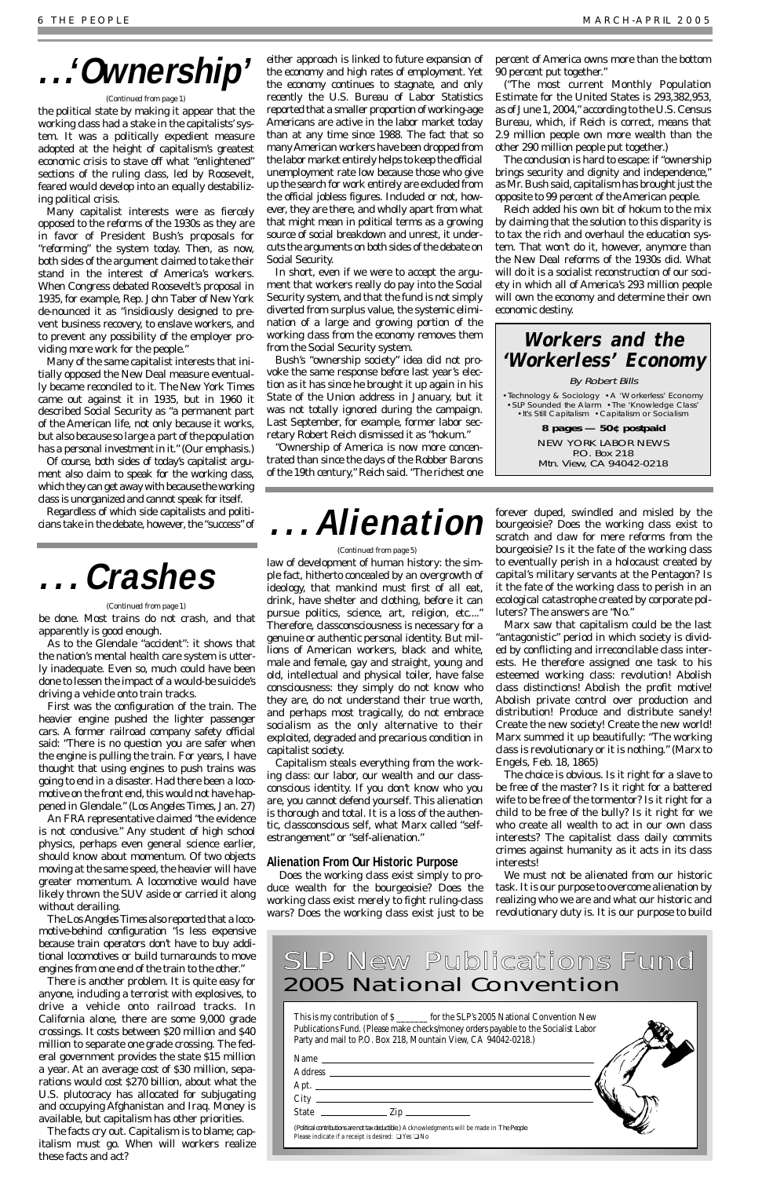# ...'Ownership'

(Continued from page 1)

the political state by making it appear that the working class had a stake in the capitalists' system. It was a politically expedient measure adopted at the height of capitalism's greatest economic crisis to stave off what "enlightened" sections of the ruling class, led by Roosevelt, feared would develop into an equally destabilizing political crisis.

Many capitalist interests were as fiercely opposed to the reforms of the 1930s as they are in favor of President Bush's proposals for "reforming" the system today. Then, as now, both sides of the argument claimed to take their stand in the interest of America's workers. When Congress debated Roosevelt's proposal in 1935, for example, Rep. John Taber of New York denounced it as "insidiously designed to prevent business recovery, to enslave workers, and to prevent any possibility of the employer providing more work for the people."

Many of the same capitalist interests that initially opposed the New Deal measure eventually became reconciled to it. The New York Times came out against it in 1935, but in 1960 it described Social Security as "a permanent part of the American life, not only because it works, but also *because so large a part of the population has a personal investment in it*." (Our emphasis.)

Of course, both sides of today's capitalist argument also claim to speak for the working class, which they can get away with because the working class is unorganized and cannot speak for itself.

Regardless of which side capitalists and politicians take in the debate, however, the "success" of either approach is linked to future expansion of the economy and high rates of employment. Yet the economy continues to stagnate, and only recently the U.S. Bureau of Labor Statistics reported that a smaller proportion of working-age Americans are active in the labor market today than at any time since 1988. The fact that so many American workers have been dropped from the labor market entirely helps to keep the official unemployment rate low because those who give up the search for work entirely are excluded from the official jobless figures. Included or not, however, they are there, and wholly apart from what that might mean in political terms as a growing source of social breakdown and unrest, it undercuts the arguments on both sides of the debate on Social Security.

In short, even if we were to accept the argument that workers really do pay into the Social Security system, and that the fund is not simply diverted from surplus value, the systemic elimination of a large and growing portion of the working class from the economy removes them from the Social Security system.

Bush's "ownership society" idea did not provoke the same response before last year's election as it has since he brought it up again in his State of the Union address in January, but it was not totally ignored during the campaign. Last September, for example, former labor secretary Robert Reich dismissed it as "hokum."

"Ownership of America is now more concentrated than since the days of the Robber Barons of the 19th century," Reich said. "The richest one percent of America owns more than the bottom 90 percent put together."

("The most current Monthly Population Estimate for the United States is 293,382,953, as of June 1, 2004," according to the U.S. Census Bureau, which, if Reich is correct, means that 2.9 million people own more wealth than the other 290 million people put together.)

The conclusion is hard to escape: if "ownership brings security and dignity and independence," as Mr. Bush said, capitalism has brought just the opposite to 99 percent of the American people.

Reich added his own bit of hokum to the mix by claiming that the solution to this disparity is to tax the rich and overhaul the education system. That won't do it, however, anymore than the New Deal reforms of the 1930s did. What will do it is a socialist reconstruction of our society in which all of America's 293 million people will own the economy and determine their own economic destiny.

---

**Workers and the 'Workerless' Economy**

*By Robert Bills*

• Technology & Sociology • A 'Workerless' Economy • SLP Sounded the Alarm • The 'Knowledge Class' • It's Still Capitalism • Capitalism or Socialism

**8 pages — 50¢ postpaid**

NEW YORK LABOR NEWS
P.O. Box 218
Mtn. View, CA 94042-0218

---

# ...Crashes

(Continued from page 1)

be done. Most trains do not crash, and that apparently is good enough.

As to the Glendale "accident": it shows that the nation's mental health care system is utterly inadequate. Even so, much could have been done to lessen the impact of a would-be suicide's driving a vehicle onto train tracks.

First was the configuration of the train. The heavier engine pushed the lighter passenger cars. A former railroad company safety official said: "There is no question you are safer when the engine is pulling the train. For years, I have thought that using engines to push trains was going to end in a disaster. Had there been a locomotive on the front end, this would not have happened in Glendale." (Los Angeles Times, Jan. 27)

An FRA representative claimed "the evidence is not conclusive." Any student of high school physics, perhaps even general science earlier, should know about momentum. Of two objects moving at the same speed, the heavier will have greater momentum. A locomotive would have likely thrown the SUV aside or carried it along without derailing.

The Los Angeles Times also reported that a locomotive-behind configuration "is less expensive because train operators don't have to buy additional locomotives or build turnarounds to move engines from one end of the train to the other."

There is another problem. It is quite easy for anyone, including a terrorist with explosives, to drive a vehicle onto railroad tracks. In California alone, there are some 9,000 grade crossings. It costs between $20 million and $40 million to separate one grade crossing. The federal government provides the state $15 million a year. At an average cost of $30 million, separations would cost $270 billion, about what the U.S. plutocracy has allocated for subjugating and occupying Afghanistan and Iraq. Money is available, but capitalism has other priorities.

The facts cry out. Capitalism is to blame; capitalism must go. When will workers realize these facts and act?

# ...Alienation

(Continued from page 5)

law of development of human history: the simple fact, hitherto concealed by an overgrowth of ideology, that mankind must first of all eat, drink, have shelter and clothing, before it can pursue politics, science, art, religion, etc...." Therefore, classconsciousness is necessary for a genuine or authentic personal identity. But millions of American workers, black and white, male and female, gay and straight, young and old, intellectual and physical toiler, have false consciousness: they simply do not know who they are, do not understand their true worth, and perhaps most tragically, do not embrace socialism as the only alternative to their exploited, degraded and precarious condition in capitalist society.

Capitalism steals everything from the working class: our labor, our wealth and our classconscious identity. If you don't know who you are, you cannot defend yourself. This alienation is thorough and total. It is a loss of the authentic, classconscious self, what Marx called "self-estrangement" or "self-alienation."

## Alienation From Our Historic Purpose

Does the working class exist simply to produce wealth for the bourgeoisie? Does the working class exist merely to fight ruling-class wars? Does the working class exist just to be forever duped, swindled and misled by the bourgeoisie? Does the working class exist to scratch and claw for mere reforms from the bourgeoisie? Is it the fate of the working class to eventually perish in a holocaust created by capital's military servants at the Pentagon? Is it the fate of the working class to perish in an ecological catastrophe created by corporate polluters? The answers are "No."

Marx saw that capitalism could be the last "antagonistic" period in which society is divided by conflicting and irreconcilable class interests. He therefore assigned one task to his esteemed working class: revolution! Abolish class distinctions! Abolish the profit motive! Abolish private control over production and distribution! Produce and distribute sanely! Create the new society! Create the new world! Marx summed it up beautifully: "The working class is revolutionary or it is nothing." (Marx to Engels, Feb. 18, 1865)

The choice is obvious. Is it right for a slave to be free of the master? Is it right for a battered wife to be free of the tormentor? Is it right for a child to be free of the bully? Is it right for we who create all wealth to act in our own class interests? The capitalist class daily commits crimes against humanity as it acts in its class interests!

We must not be alienated from our historic task. It is our purpose to overcome alienation by realizing who we are and what our historic and revolutionary duty is. It is our purpose to build

---

# SLP New Publications Fund
## 2005 National Convention

This is my contribution of $ _______ for the SLP's 2005 National Convention New Publications Fund. (Please make checks/money orders payable to the Socialist Labor Party and mail to P.O. Box 218, Mountain View, CA 94042-0218.)

Name ______________________________

Address ______________________________

Apt. ______________________________

City ______________________________

State ______________ Zip ______________

(Political contributions are not tax deductible.) Acknowledgments will be made in *The People*. Please indicate if a receipt is desired: ❑ Yes ❑ No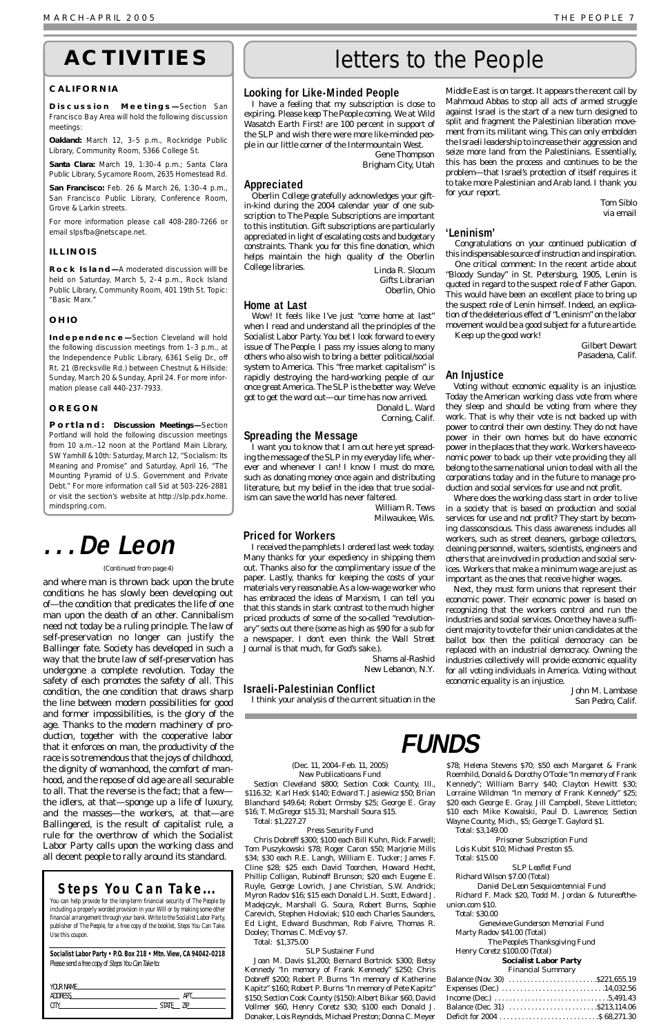# ACTIVITIES

### CALIFORNIA

**Discussion Meetings—**Section San Francisco Bay Area will hold the following discussion meetings:

**Oakland:** March 12, 3–5 p.m., Rockridge Public Library, Community Room, 5366 College St.

**Santa Clara:** March 19, 1:30–4 p.m.; Santa Clara Public Library, Sycamore Room, 2635 Homestead Rd.

**San Francisco:** Feb. 26 & March 26, 1:30–4 p.m., San Francisco Public Library, Conference Room, Grove & Larkin streets.

For more information please call 408-280-7266 or email slpsfba@netscape.net.

### ILLINOIS

**Rock Island—**A moderated discussion willl be held on Saturday, March 5, 2–4 p.m., Rock Island Public Library, Community Room, 401 19th St. Topic: "Basic Marx."

### OHIO

**Independence—**Section Cleveland will hold the following discussion meetings from 1–3 p.m., at the Independence Public Library, 6361 Selig Dr., off Rt. 21 (Brecksville Rd.) between Chestnut & Hillside: Sunday, March 20 & Sunday, April 24. For more information please call 440-237-7933.

### OREGON

**Portland: Discussion Meetings—**Section Portland will hold the following discussion meetings from 10 a.m.–12 noon at the Portland Main Library, SW Yamhill & 10th: Saturday, March 12, "Socialism: Its Meaning and Promise" and Saturday, April 16, "The Mounting Pyramid of U.S. Government and Private Debt." For more information call Sid at 503-226-2881 or visit the section's website at http://slp.pdx.home.mindspring.com.

# . . . De Leon

(Continued from page 4)

and where man is thrown back upon the brute conditions he has slowly been developing out of—the condition that predicates the life of one man upon the death of an other. Cannibalism need not today be a ruling principle. The law of self-preservation no longer can justify the Ballinger fate. Society has developed in such a way that the brute law of self-preservation has undergone a complete revolution. Today the safety of each promotes the safety of all. This condition, the one condition that draws sharp the line between modern possibilities for good and former impossibilities, is the glory of the age. Thanks to the modern machinery of production, together with the cooperative labor that it enforces on man, the productivity of the race is so tremendous that the joys of childhood, the dignity of womanhood, the comfort of manhood, and the repose of old age are all securable to all. That the reverse is the fact; that a few—the idlers, at that—sponge up a life of luxury, and the masses—the workers, at that—are Ballingered, is the result of capitalist rule, a rule for the overthrow of which the Socialist Labor Party calls upon the working class and all decent people to rally around its standard.

## Steps You Can Take...

You can help provide for the long-term financial security of *The People* by including a properly worded provision in your Will or by making some other financial arrangement through your bank. Write to the Socialist Labor Party, publisher of *The People*, for a free copy of the booklet, *Steps You Can Take*. Use this coupon.

**Socialist Labor Party • P.O. Box 218 • Mtn. View, CA 94042-0218**
*Please send a free copy of Steps You Can Take to:*

YOUR NAME________________________
ADDRESS________________________ APT.______
CITY________________________ STATE____ ZIP________

# letters to the People

### Looking for Like-Minded People

I have a feeling that my subscription is close to expiring. Please keep *The People* coming. We at Wild Wasatch Earth First! are 100 percent in support of the SLP and wish there were more like-minded people in our little corner of the Intermountain West.

Gene Thompson
Brigham City, Utah

### Appreciated

Oberlin College gratefully acknowledges your gift-in-kind during the 2004 calendar year of one subscription to *The People*. Subscriptions are important to this institution. Gift subscriptions are particularly appreciated in light of escalating costs and budgetary constraints. Thank you for this fine donation, which helps maintain the high quality of the Oberlin College libraries.

Linda R. Slocum
Gifts Librarian
Oberlin, Ohio

### Home at Last

Wow! It feels like I've just "come home at last" when I read and understand all the principles of the Socialist Labor Party. You bet I look forward to every issue of *The People*. I pass my issues along to many others who also wish to bring a better political/social system to America. This "free market capitalism" is rapidly destroying the hard-working people of our once great America. The SLP is the better way. We've got to get the word out—our time has now arrived.

Donald L. Ward
Corning, Calif.

### Spreading the Message

I want you to know that I am out here yet spreading the message of the SLP in my everyday life, wherever and whenever I can! I know I must do more, such as donating money once again and distributing literature, but my belief in the idea that true socialism can save the world has never faltered.

William R. Tews
Milwaukee, Wis.

### Priced for Workers

I received the pamphlets I ordered last week today. Many thanks for your expediency in shipping them out. Thanks also for the complimentary issue of the paper. Lastly, thanks for keeping the costs of your materials very reasonable. As a low-wage worker who has embraced the ideas of Marxism, I can tell you that this stands in stark contrast to the much higher priced products of some of the so-called "revolutionary" sects out there (some as high as $90 for a sub for a newspaper. I don't even think the *Wall Street Journal* is that much, for God's sake.).

Shams al-Rashid
New Lebanon, N.Y.

### Israeli-Palestinian Conflict

I think your analysis of the current situation in the Middle East is on target. It appears the recent call by Mahmoud Abbas to stop all acts of armed struggle against Israel is the start of a new turn designed to split and fragment the Palestinian liberation movement from its militant wing. This can only embolden the Israeli leadership to increase their aggression and seize more land from the Palestinians. Essentially, this has been the process and continues to be the problem—that Israel's protection of itself requires it to take more Palestinian and Arab land. I thank you for your report.

Tom Siblo
via email

### 'Leninism'

Congratulations on your continued publication of this indispensable source of instruction and inspiration.

One critical comment: In the recent article about "Bloody Sunday" in St. Petersburg, 1905, Lenin is quoted in regard to the suspect role of Father Gapon. This would have been an excellent place to bring up the suspect role of Lenin himself. Indeed, an explication of the deleterious effect of "Leninism" on the labor movement would be a good subject for a future article.

Keep up the good work!

Gilbert Dewart
Pasadena, Calif.

### An Injustice

Voting without economic equality is an injustice. Today the American working class vote from where they sleep and should be voting from where they work. That is why their vote is not backed up with power to control their own destiny. They do not have power in their own homes but do have economic power in the places that they work. Workers have economic power to back up their vote providing they all belong to the same national union to deal with all the corporations today and in the future to manage production and social services for use and not profit.

Where does the working class start in order to live in a society that is based on production and social services for use and not profit? They start by becoming classconscious. This class awareness includes all workers, such as street cleaners, garbage collectors, cleaning personnel, waiters, scientists, engineers and others that are involved in production and social services. Workers that make a minimum wage are just as important as the ones that receive higher wages.

Next, they must form unions that represent their economic power. Their economic power is based on recognizing that the workers control and run the industries and social services. Once they have a sufficient majority to vote for their union candidates at the ballot box then the political democracy can be replaced with an industrial democracy. Owning the industries collectively will provide economic equality for all voting individuals in America. Voting without economic equality is an injustice.

John M. Lambase
San Pedro, Calif.

# FUNDS

(Dec. 11, 2004–Feb. 11, 2005)

New Publicatioans Fund

Section Cleveland $800; Section Cook County, Ill., $116.32; Karl Heck $140; Edward T. Jasiewicz $50; Brian Blanchard $49.64; Robert Ormsby $25; George E. Gray $16; T. McGregor $15.31; Marshall Soura $15.

Total: $1,227.27

Press Security Fund

Chris Dobreff $300; $100 each Bill Kuhn, Rick Farwell; Tom Puszkowski $78; Roger Caron $50; Marjorie Mills $34; $30 each R.E. Langh, William E. Tucker; James F. Cline $28; $25 each David Toorchen, Howard Hecht, Phillip Colligan, Rubinoff Brunson; $20 each Eugene E. Ruyle, George Lovrich, Jane Christian, S.W. Andrick; Myron Radov $16; $15 each Donald L.H. Scott, Edward J. Madejczyk, Marshall G. Soura, Robert Burns, Sophie Carevich, Stephen Holoviak; $10 each Charles Saunders, Ed Light, Edward Buschman, Rob Faivre, Thomas R. Dooley; Thomas C. McEvoy $7.

Total: $1,375.00

SLP Sustainer Fund

Joan M. Davis $1,200; Bernard Bortnick $300; Betsy Kennedy "In memory of Frank Kennedy" $250; Chris Dobreff $200; Robert P. Burns "In memory of Katherine Kapitz" $160; Robert P. Burns "In memory of Pete Kapitz" $150; Section Cook County ($150): Albert Bikar $60, David Vollmer $60, Henry Coretz $30; $100 each Donald J. Donaker, Lois Reynolds, Michael Preston; Donna C. Meyer $78; Helena Stevens $70; $50 each Margaret & Frank Roemhild, Donald & Dorothy O'Toole "In memory of Frank Kennedy"; William Barry $40; Clayton Hewitt $30; Lorraine Wildman "In memory of Frank Kennedy" $25; $20 each George E. Gray, Jill Campbell, Steve Littleton; $10 each Mike Kowalski, Paul D. Lawrence; Section Wayne County, Mich., $5; George T. Gaylord $1.

Total: $3,149.00

Prisoner Subscription Fund

Lois Kubit $10; Michael Preston $5.

Total: $15.00

SLP Leaflet Fund

Richard Wilson $7.00 (Total)

Daniel De Leon Sesquicentennial Fund

Richard F. Mack $20, Todd M. Jordan & futureoftheunion.com $10.

Total: $30.00

Genevieve Gunderson Memorial Fund

Marty Radov $41.00 (Total)

The People's Thanksgiving Fund

Henry Coretz $100.00 (Total)

**Socialist Labor Party**
Financial Summary

| | |
|---|---|
| Balance (Nov. 30) | $221,655.19 |
| Expenses (Dec.) | 14,032.56 |
| Income (Dec.) | 5,491.43 |
| Balance (Dec. 31) | $213,114.06 |
| Deficit for 2004 | $ 68,271.30 |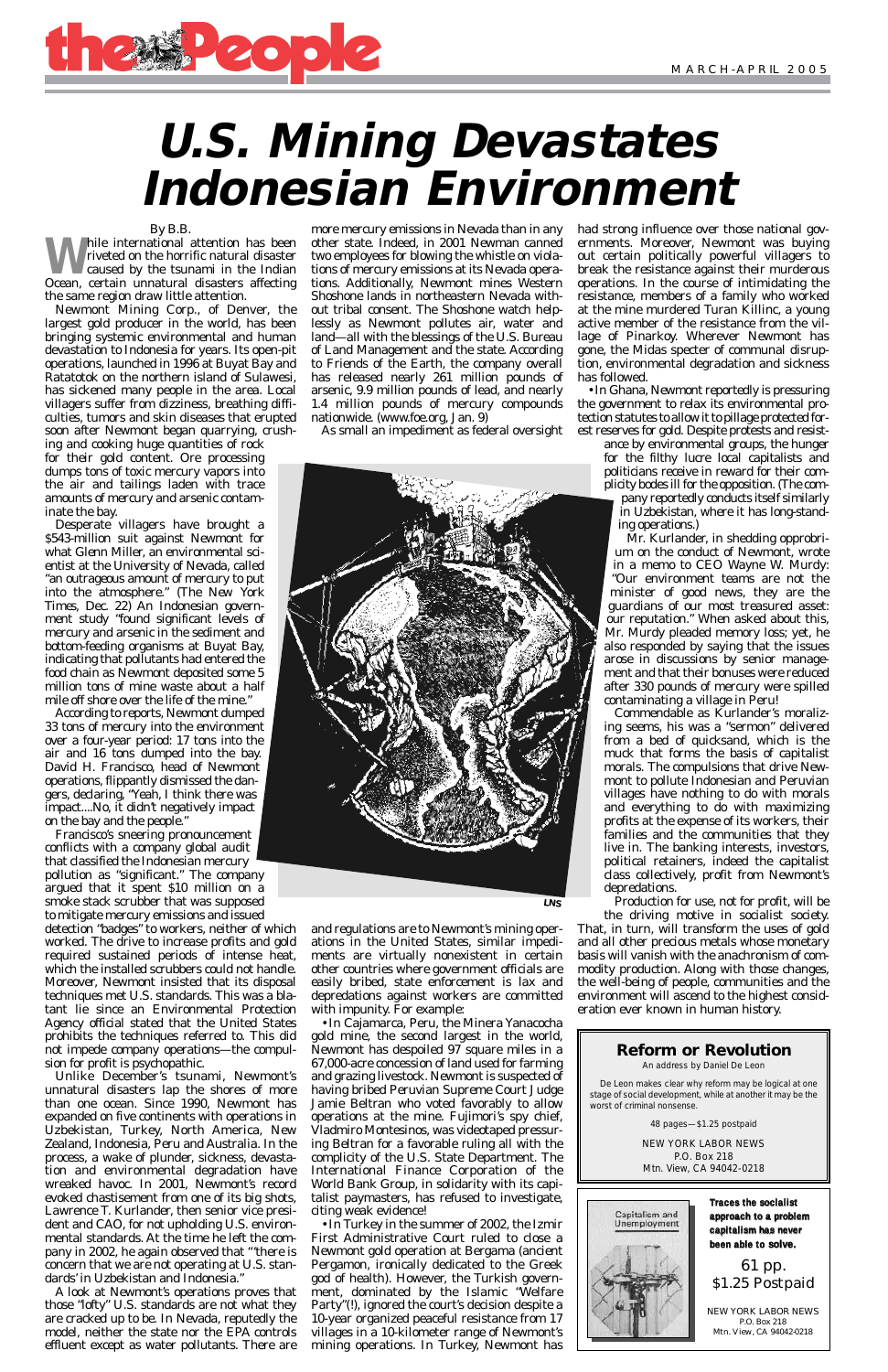# U.S. Mining Devastates Indonesian Environment

By B.B.

While international attention has been riveted on the horrific natural disaster caused by the tsunami in the Indian Ocean, certain unnatural disasters affecting the same region draw little attention.

Newmont Mining Corp., of Denver, the largest gold producer in the world, has been bringing systemic environmental and human devastation to Indonesia for years. Its open-pit operations, launched in 1996 at Buyat Bay and Ratatotok on the northern island of Sulawesi, has sickened many people in the area. Local villagers suffer from dizziness, breathing difficulties, tumors and skin diseases that erupted soon after Newmont began quarrying, crushing and cooking huge quantities of rock for their gold content. Ore processing dumps tons of toxic mercury vapors into the air and tailings laden with trace amounts of mercury and arsenic contaminate the bay.

Desperate villagers have brought a $543-million suit against Newmont for what Glenn Miller, an environmental scientist at the University of Nevada, called "an outrageous amount of mercury to put into the atmosphere." (The New York Times, Dec. 22) An Indonesian government study "found significant levels of mercury and arsenic in the sediment and bottom-feeding organisms at Buyat Bay, indicating that pollutants had entered the food chain as Newmont deposited some 5 million tons of mine waste about a half mile off shore over the life of the mine."

According to reports, Newmont dumped 33 tons of mercury into the environment over a four-year period: 17 tons into the air and 16 tons dumped into the bay. David H. Francisco, head of Newmont operations, flippantly dismissed the dangers, declaring, "Yeah, I think there was impact....No, it didn't negatively impact on the bay and the people."

Francisco's sneering pronouncement conflicts with a company global audit that classified the Indonesian mercury pollution as "significant." The company argued that it spent $10 million on a smoke stack scrubber that was supposed to mitigate mercury emissions and issued detection "badges" to workers, neither of which worked. The drive to increase profits and gold required sustained periods of intense heat, which the installed scrubbers could not handle. Moreover, Newmont insisted that its disposal techniques met U.S. standards. This was a blatant lie since an Environmental Protection Agency official stated that the United States prohibits the techniques referred to. This did not impede company operations—the compulsion for profit is psychopathic.

Unlike December's tsunami, Newmont's unnatural disasters lap the shores of more than one ocean. Since 1990, Newmont has expanded on five continents with operations in Uzbekistan, Turkey, North America, New Zealand, Indonesia, Peru and Australia. In the process, a wake of plunder, sickness, devastation and environmental degradation have wreaked havoc. In 2001, Newmont's record evoked chastisement from one of its big shots, Lawrence T. Kurlander, then senior vice president and CAO, for not upholding U.S. environmental standards. At the time he left the company in 2002, he again observed that "'there is concern that we are not operating at U.S. standards' in Uzbekistan and Indonesia."

A look at Newmont's operations proves that those "lofty" U.S. standards are not what they are cracked up to be. In Nevada, reputedly the model, neither the state nor the EPA controls effluent except as water pollutants. There are more mercury emissions in Nevada than in any other state. Indeed, in 2001 Newman canned two employees for blowing the whistle on violations of mercury emissions at its Nevada operations. Additionally, Newmont mines Western Shoshone lands in northeastern Nevada without tribal consent. The Shoshone watch helplessly as Newmont pollutes air, water and land—all with the blessings of the U.S. Bureau of Land Management and the state. According to Friends of the Earth, the company overall has released nearly 261 million pounds of arsenic, 9.9 million pounds of lead, and nearly 1.4 million pounds of mercury compounds nationwide. (www.foe.org, Jan. 9)

As small an impediment as federal oversight and regulations are to Newmont's mining operations in the United States, similar impediments are virtually nonexistent in certain other countries where government officials are easily bribed, state enforcement is lax and depredations against workers are committed with impunity. For example:

• In Cajamarca, Peru, the Minera Yanacocha gold mine, the second largest in the world, Newmont has despoiled 97 square miles in a 67,000-acre concession of land used for farming and grazing livestock. Newmont is suspected of having bribed Peruvian Supreme Court Judge Jamie Beltran who voted favorably to allow operations at the mine. Fujimori's spy chief, Vladmiro Montesinos, was videotaped pressuring Beltran for a favorable ruling all with the complicity of the U.S. State Department. The International Finance Corporation of the World Bank Group, in solidarity with its capitalist paymasters, has refused to investigate, citing weak evidence!

• In Turkey in the summer of 2002, the Izmir First Administrative Court ruled to close a Newmont gold operation at Bergama (ancient Pergamon, ironically dedicated to the Greek god of health). However, the Turkish government, dominated by the Islamic "Welfare Party"(!), ignored the court's decision despite a 10-year organized peaceful resistance from 17 villages in a 10-kilometer range of Newmont's mining operations. In Turkey, Newmont has had strong influence over those national governments. Moreover, Newmont was buying out certain politically powerful villagers to break the resistance against their murderous operations. In the course of intimidating the resistance, members of a family who worked at the mine murdered Turan Killinc, a young active member of the resistance from the village of Pinarkoy. Wherever Newmont has gone, the Midas specter of communal disruption, environmental degradation and sickness has followed.

• In Ghana, Newmont reportedly is pressuring the government to relax its environmental protection statutes to allow it to pillage protected forest reserves for gold. Despite protests and resistance by environmental groups, the hunger for the filthy lucre local capitalists and politicians receive in reward for their complicity bodes ill for the opposition. (The company reportedly conducts itself similarly in Uzbekistan, where it has long-standing operations.)

Mr. Kurlander, in shedding opprobrium on the conduct of Newmont, wrote in a memo to CEO Wayne W. Murdy: "Our environment teams are not the minister of good news, they are the guardians of our most treasured asset: our reputation." When asked about this, Mr. Murdy pleaded memory loss; yet, he also responded by saying that the issues arose in discussions by senior management and that their bonuses were reduced after 330 pounds of mercury were spilled contaminating a village in Peru!

Commendable as Kurlander's moralizing seems, his was a "sermon" delivered from a bed of quicksand, which is the muck that forms the basis of capitalist morals. The compulsions that drive Newmont to pollute Indonesian and Peruvian villages have nothing to do with morals and everything to do with maximizing profits at the expense of its workers, their families and the communities that they live in. The banking interests, investors, political retainers, indeed the capitalist class collectively, profit from Newmont's depredations.

Production for use, not for profit, will be the driving motive in socialist society. That, in turn, will transform the uses of gold and all other precious metals whose monetary basis will vanish with the anachronism of commodity production. Along with those changes, the well-being of people, communities and the environment will ascend to the highest consideration ever known in human history.

LNS

## Reform or Revolution

An address by Daniel De Leon

De Leon makes clear why reform may be logical at one stage of social development, while at another it may be the worst of criminal nonsense.

48 pages—$1.25 postpaid

NEW YORK LABOR NEWS
P.O. Box 218
Mtn. View, CA 94042-0218

Capitalism and Unemployment

**Traces the socialist approach to a problem capitalism has never been able to solve.**

61 pp.
$1.25 Postpaid

NEW YORK LABOR NEWS
P.O. Box 218
Mtn. View, CA 94042-0218